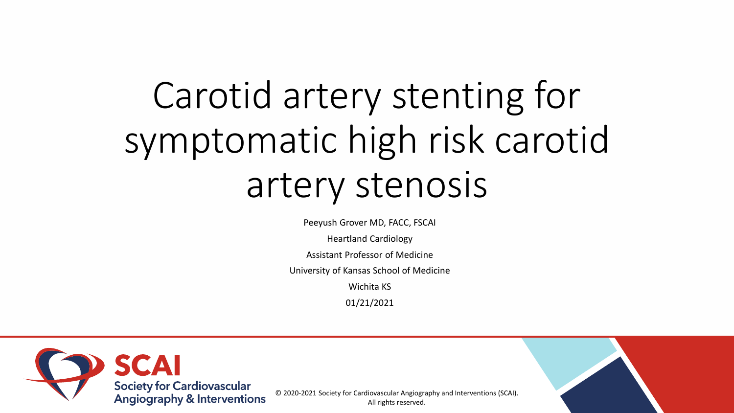# Carotid artery stenting for symptomatic high risk carotid artery stenosis

Peeyush Grover MD, FACC, FSCAI

Heartland Cardiology

Assistant Professor of Medicine

University of Kansas School of Medicine

Wichita KS

01/21/2021

SCAI Society for Cardiovascular Angiography & Interventions

© 2020-2021 Society for Cardiovascular Angiography and Interventions (SCAI). All rights reserved.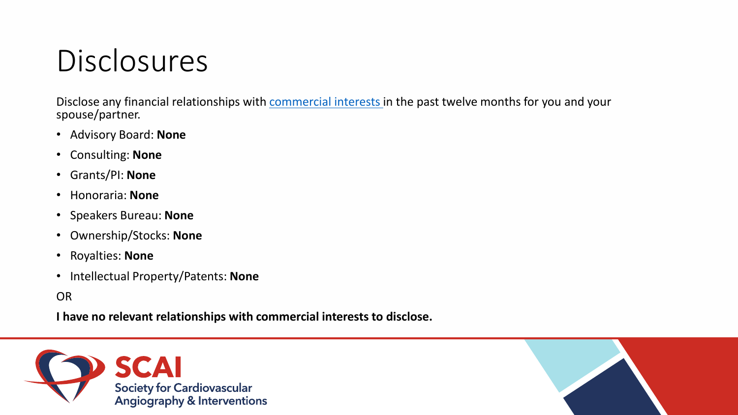# Disclosures

Disclose any financial relationships with commercial interests in the past twelve months for you and your spouse/partner.

- Advisory Board: **None**
- Consulting: **None**
- Grants/PI: **None**
- Honoraria: **None**
- Speakers Bureau: **None**
- Ownership/Stocks: **None**
- Royalties: **None**
- Intellectual Property/Patents: **None**

OR

**I have no relevant relationships with commercial interests to disclose.**

SCAI
Society for Cardiovascular Angiography & Interventions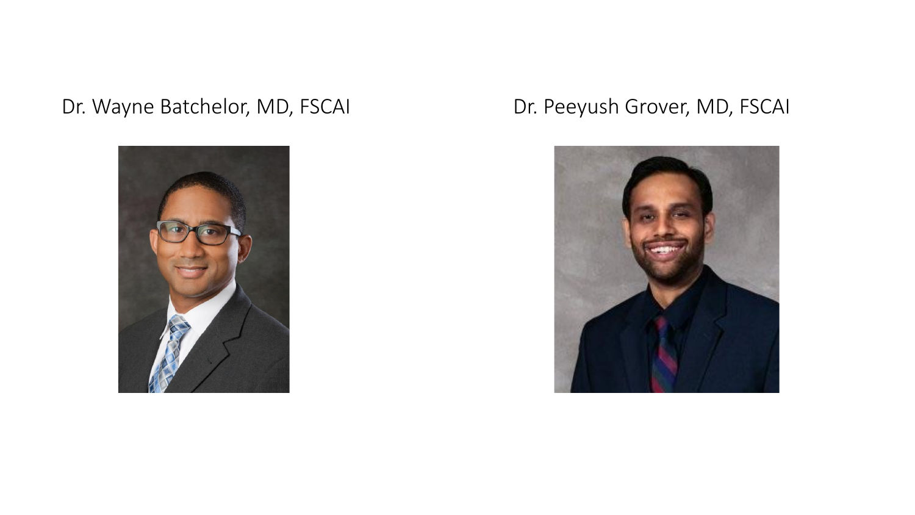Dr. Wayne Batchelor, MD, FSCAI

Dr. Peeyush Grover, MD, FSCAI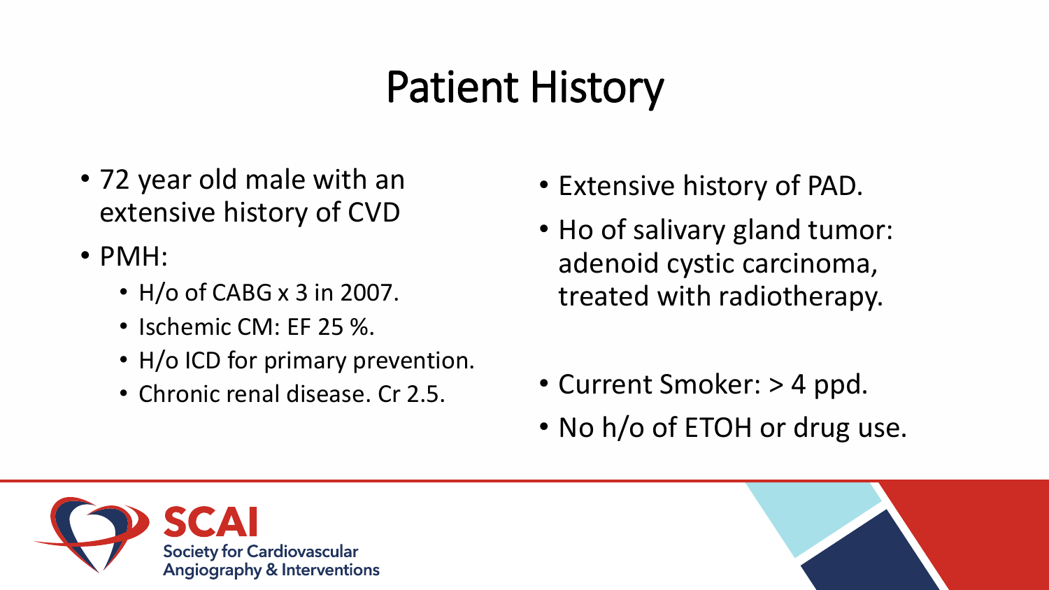# Patient History

- 72 year old male with an extensive history of CVD
- PMH:
  - H/o of CABG x 3 in 2007.
  - Ischemic CM: EF 25 %.
  - H/o ICD for primary prevention.
  - Chronic renal disease. Cr 2.5.
- Extensive history of PAD.
- Ho of salivary gland tumor: adenoid cystic carcinoma, treated with radiotherapy.
- Current Smoker: > 4 ppd.
- No h/o of ETOH or drug use.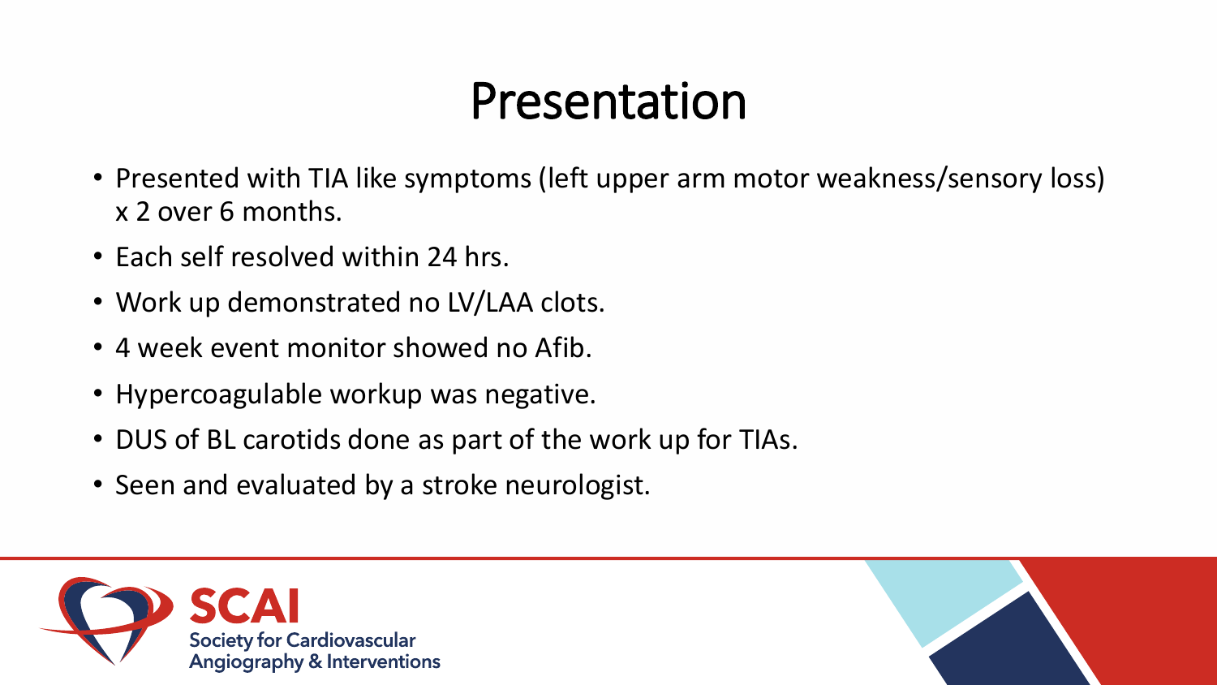# Presentation

- Presented with TIA like symptoms (left upper arm motor weakness/sensory loss) x 2 over 6 months.
- Each self resolved within 24 hrs.
- Work up demonstrated no LV/LAA clots.
- 4 week event monitor showed no Afib.
- Hypercoagulable workup was negative.
- DUS of BL carotids done as part of the work up for TIAs.
- Seen and evaluated by a stroke neurologist.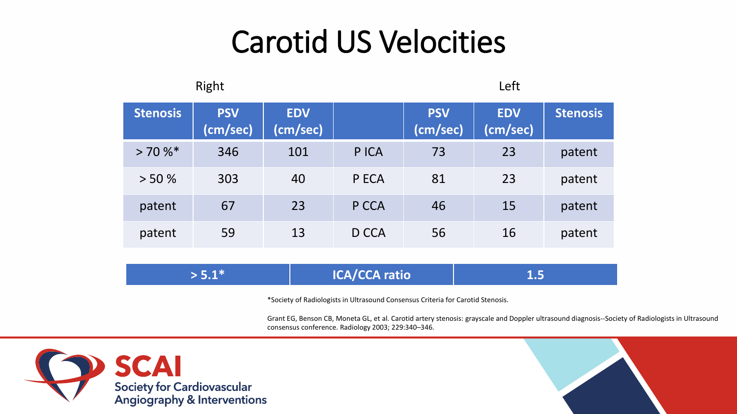# Carotid US Velocities

| Right | | | | Left | | |
|---|---|---|---|---|---|---|
| **Stenosis** | **PSV (cm/sec)** | **EDV (cm/sec)** | | **PSV (cm/sec)** | **EDV (cm/sec)** | **Stenosis** |
| > 70 %* | 346 | 101 | P ICA | 73 | 23 | patent |
| > 50 % | 303 | 40 | P ECA | 81 | 23 | patent |
| patent | 67 | 23 | P CCA | 46 | 15 | patent |
| patent | 59 | 13 | D CCA | 56 | 16 | patent |

| **> 5.1*** | **ICA/CCA ratio** | **1.5** |
|---|---|---|

*Society of Radiologists in Ultrasound Consensus Criteria for Carotid Stenosis.

Grant EG, Benson CB, Moneta GL, et al. Carotid artery stenosis: grayscale and Doppler ultrasound diagnosis--Society of Radiologists in Ultrasound consensus conference. Radiology 2003; 229:340–346.

**SCAI**
Society for Cardiovascular Angiography & Interventions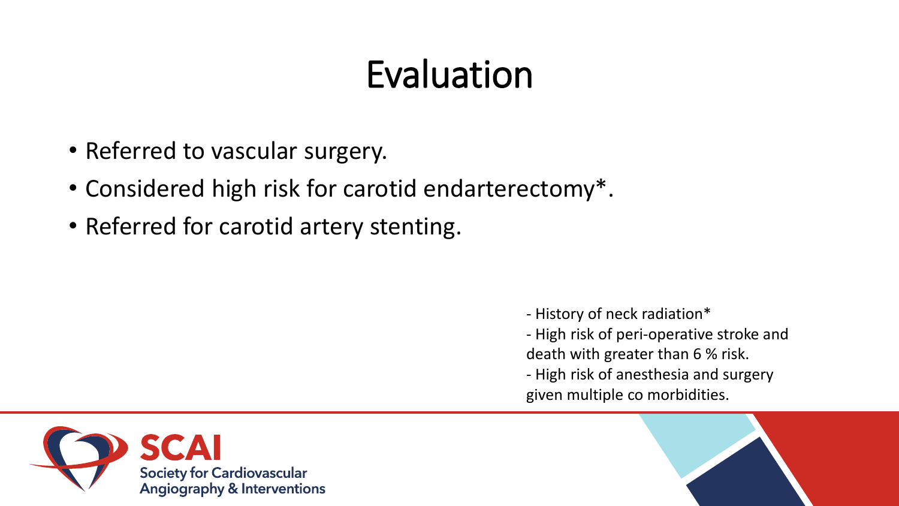# Evaluation

- Referred to vascular surgery.
- Considered high risk for carotid endarterectomy*.
- Referred for carotid artery stenting.

- History of neck radiation*
- High risk of peri-operative stroke and death with greater than 6 % risk.
- High risk of anesthesia and surgery given multiple co morbidities.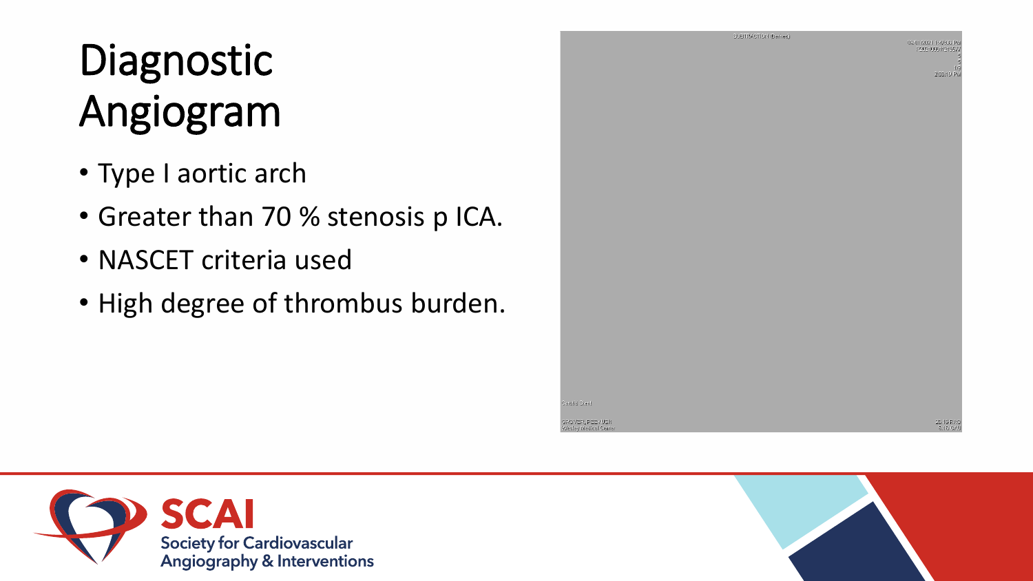# Diagnostic Angiogram

- Type I aortic arch
- Greater than 70 % stenosis p ICA.
- NASCET criteria used
- High degree of thrombus burden.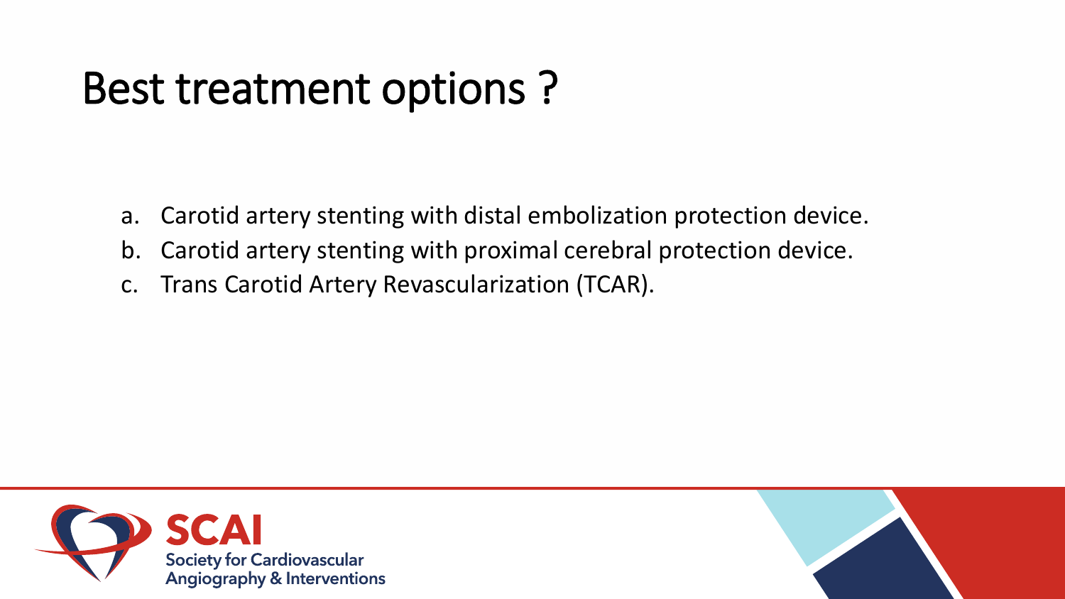# Best treatment options ?

a. Carotid artery stenting with distal embolization protection device.
b. Carotid artery stenting with proximal cerebral protection device.
c. Trans Carotid Artery Revascularization (TCAR).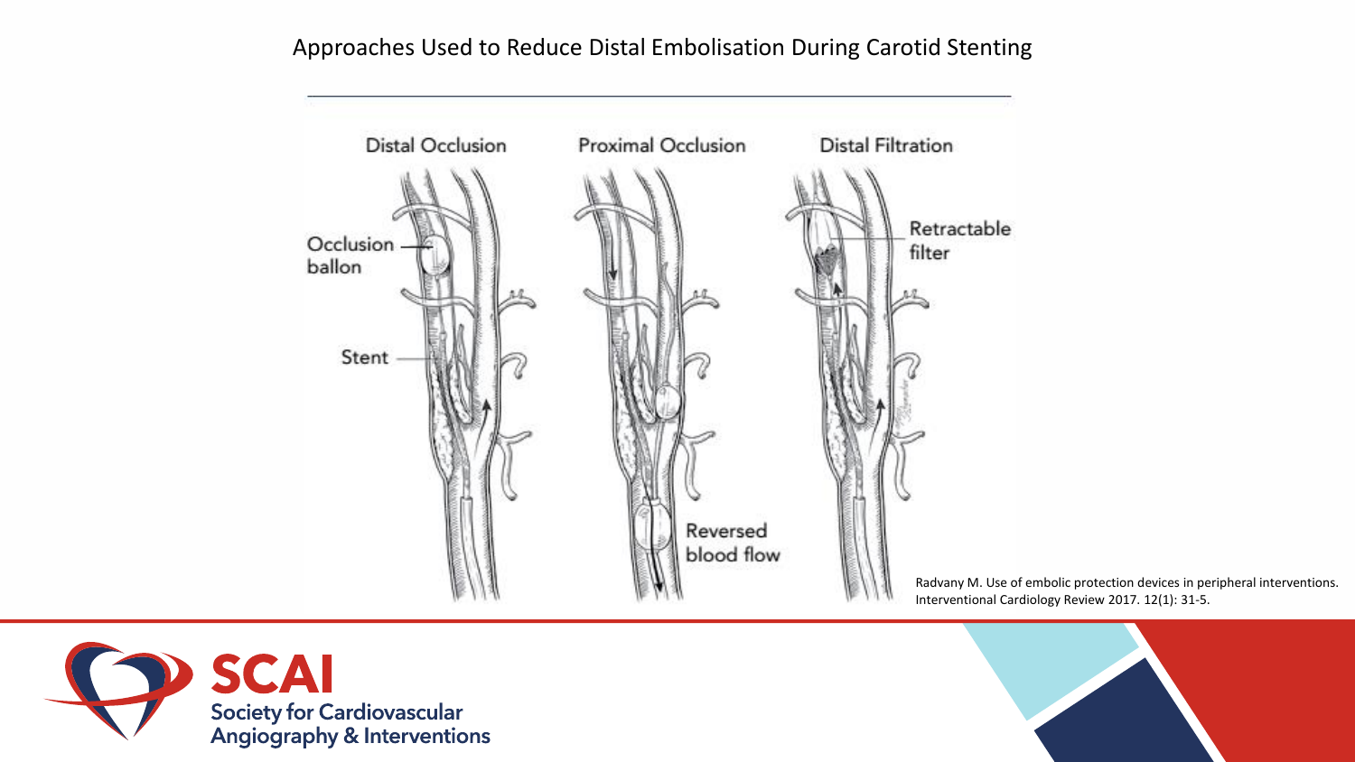# Approaches Used to Reduce Distal Embolisation During Carotid Stenting

Distal Occlusion | Proximal Occlusion | Distal Filtration

Occlusion ballon

Stent

Reversed blood flow

Retractable filter

Radvany M. Use of embolic protection devices in peripheral interventions. Interventional Cardiology Review 2017. 12(1): 31-5.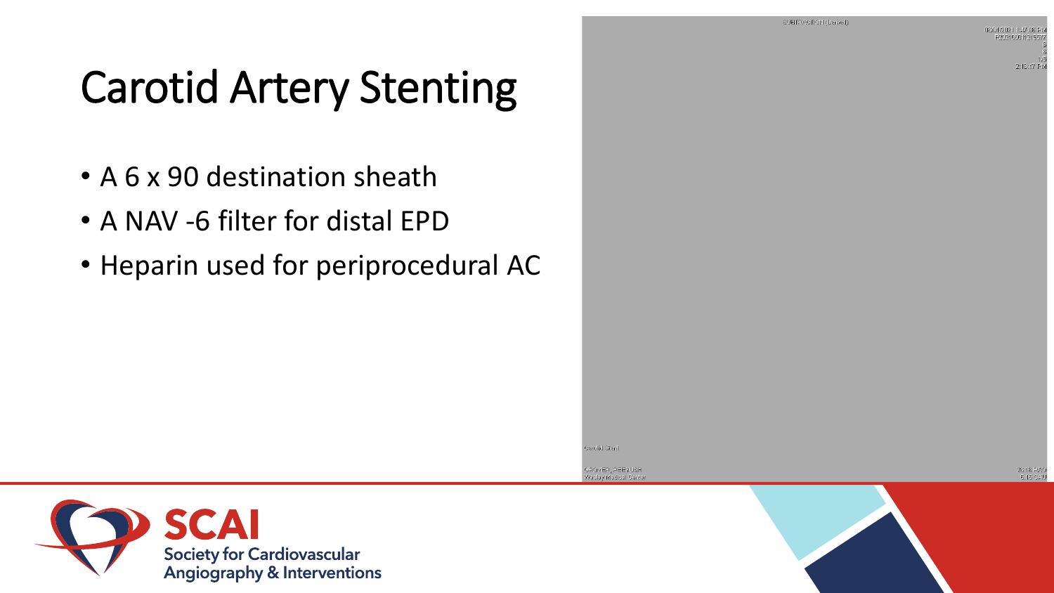# Carotid Artery Stenting

- A 6 x 90 destination sheath
- A NAV -6 filter for distal EPD
- Heparin used for periprocedural AC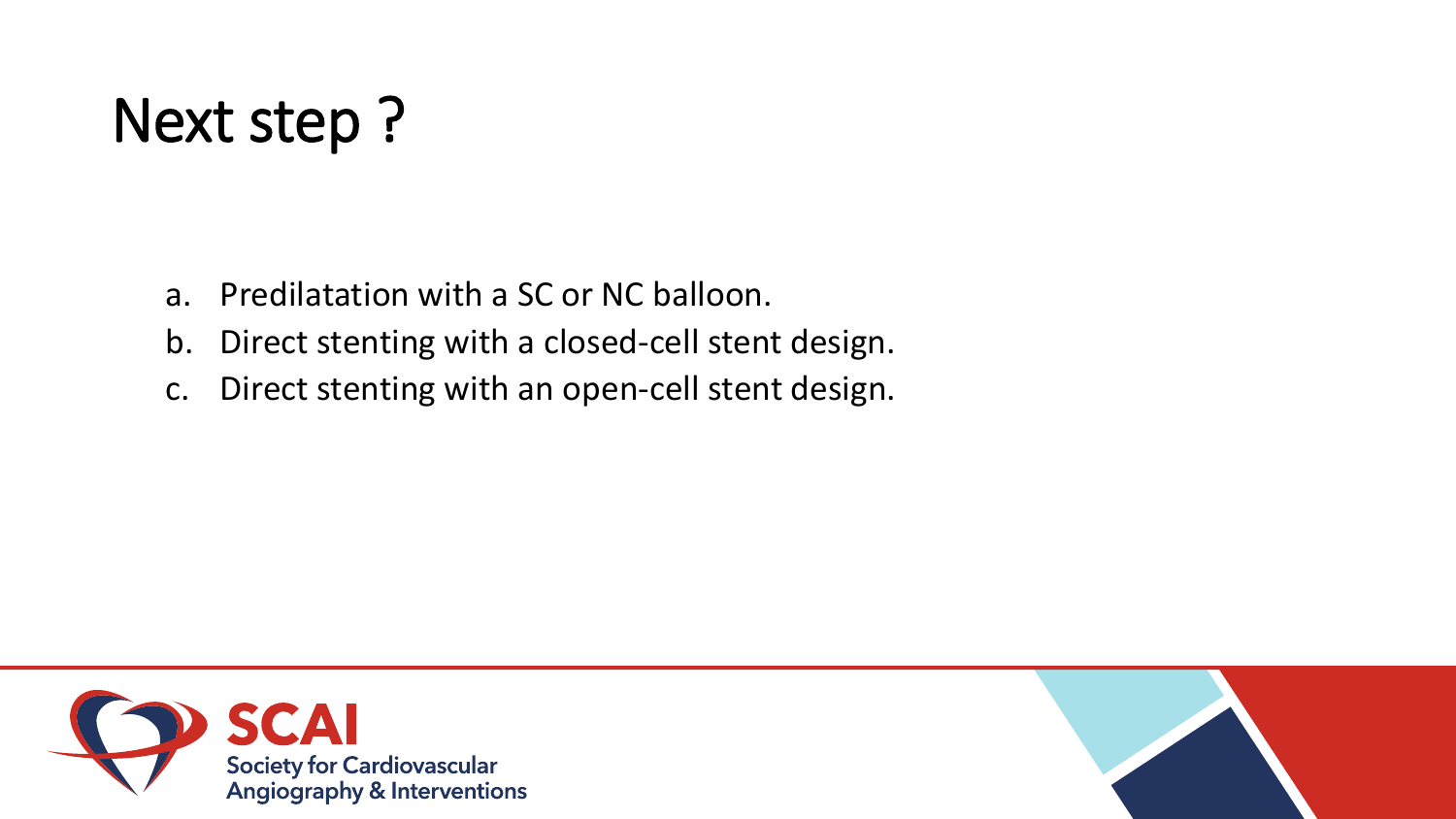# Next step ?

a. Predilatation with a SC or NC balloon.
b. Direct stenting with a closed-cell stent design.
c. Direct stenting with an open-cell stent design.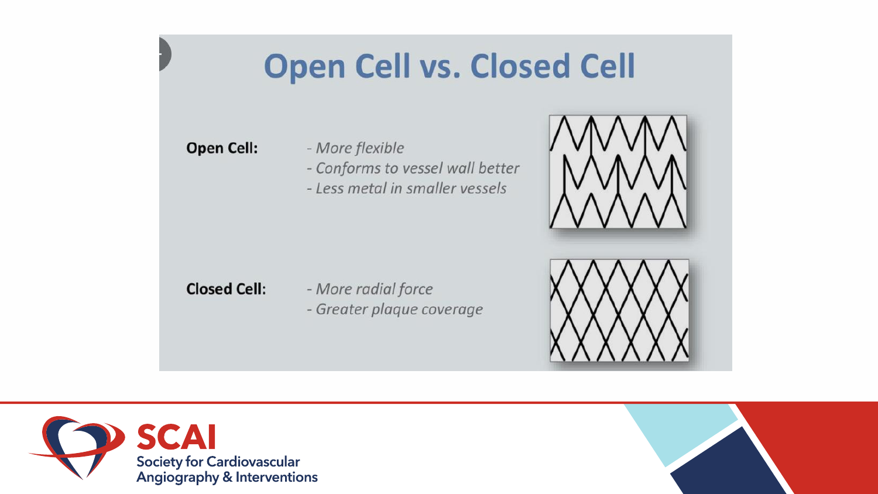# Open Cell vs. Closed Cell

**Open Cell:**

- *More flexible*
- *Conforms to vessel wall better*
- *Less metal in smaller vessels*

**Closed Cell:**

- *More radial force*
- *Greater plaque coverage*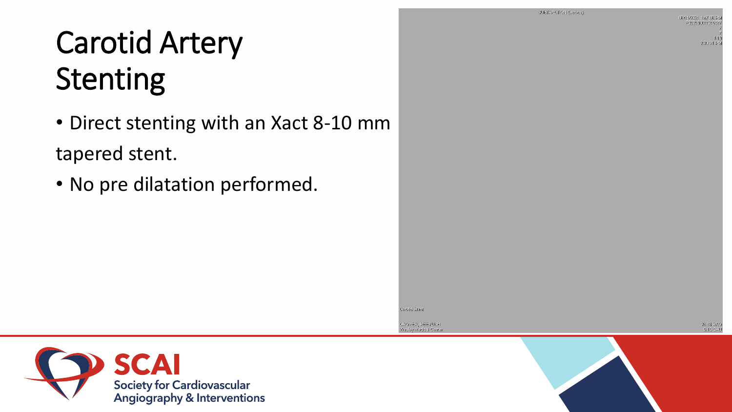# Carotid Artery Stenting

- Direct stenting with an Xact 8-10 mm tapered stent.
- No pre dilatation performed.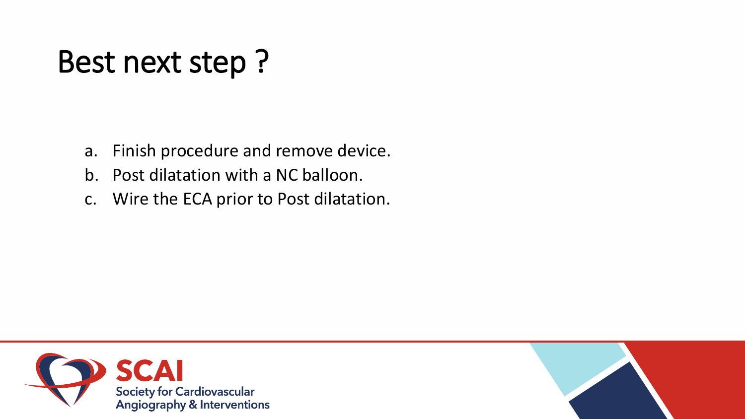# Best next step ?

a. Finish procedure and remove device.
b. Post dilatation with a NC balloon.
c. Wire the ECA prior to Post dilatation.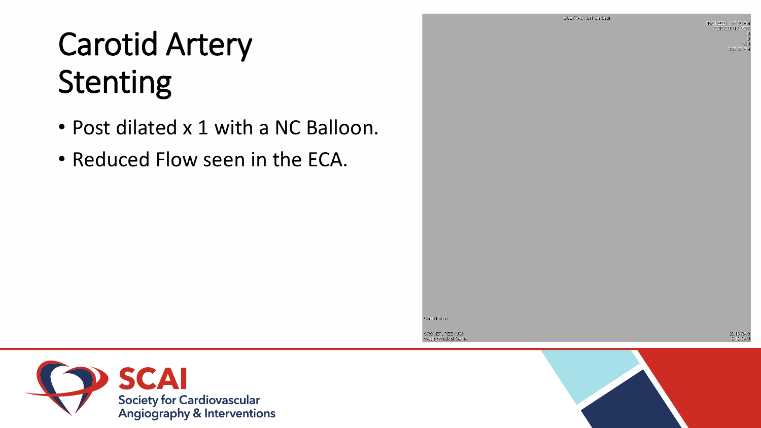# Carotid Artery Stenting

- Post dilated x 1 with a NC Balloon.
- Reduced Flow seen in the ECA.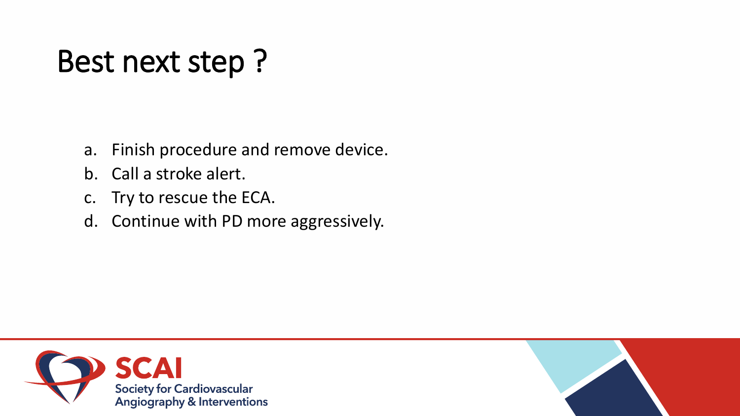# Best next step ?

a. Finish procedure and remove device.
b. Call a stroke alert.
c. Try to rescue the ECA.
d. Continue with PD more aggressively.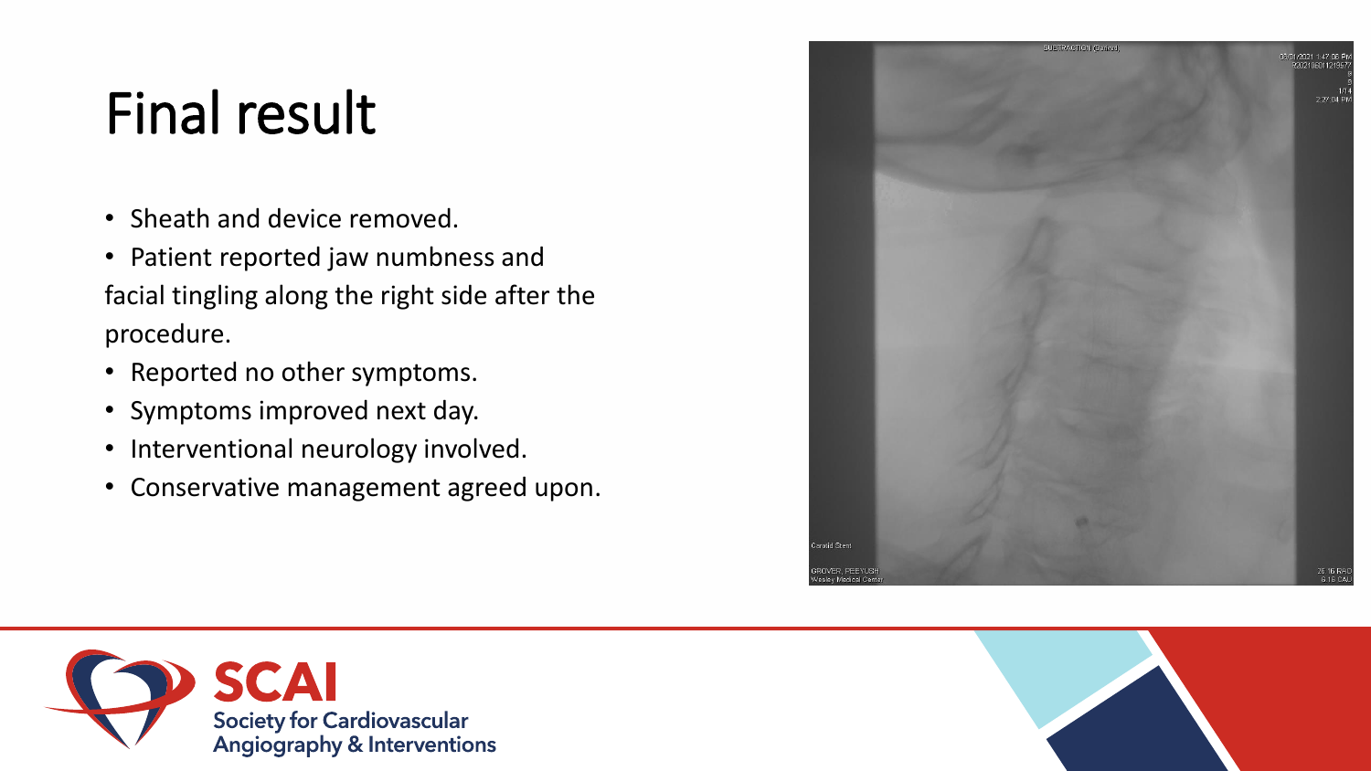# Final result

- Sheath and device removed.
- Patient reported jaw numbness and facial tingling along the right side after the procedure.
- Reported no other symptoms.
- Symptoms improved next day.
- Interventional neurology involved.
- Conservative management agreed upon.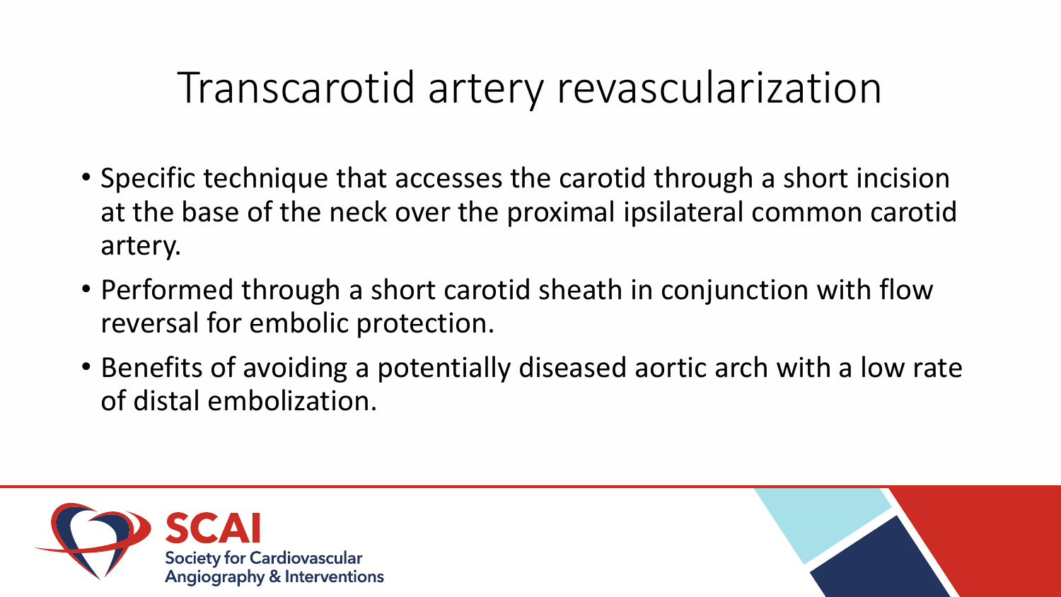# Transcarotid artery revascularization

- Specific technique that accesses the carotid through a short incision at the base of the neck over the proximal ipsilateral common carotid artery.
- Performed through a short carotid sheath in conjunction with flow reversal for embolic protection.
- Benefits of avoiding a potentially diseased aortic arch with a low rate of distal embolization.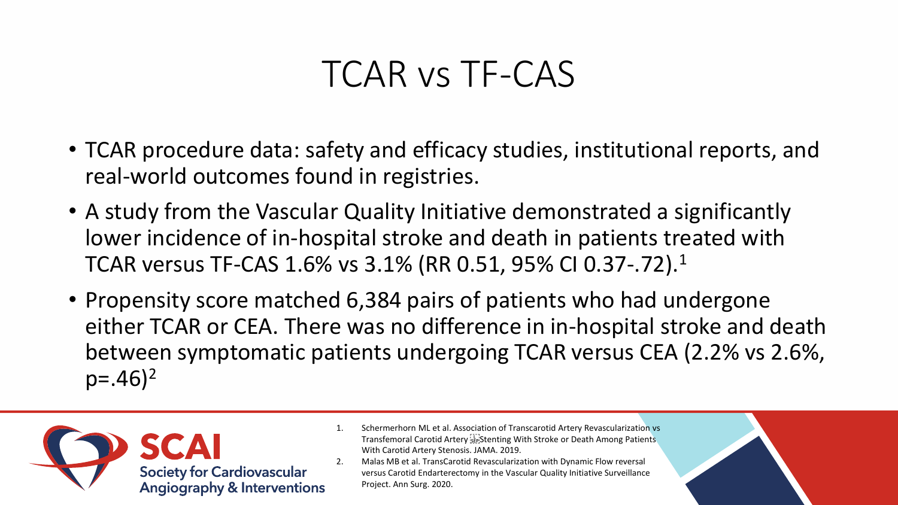# TCAR vs TF-CAS

- TCAR procedure data: safety and efficacy studies, institutional reports, and real-world outcomes found in registries.
- A study from the Vascular Quality Initiative demonstrated a significantly lower incidence of in-hospital stroke and death in patients treated with TCAR versus TF-CAS 1.6% vs 3.1% (RR 0.51, 95% CI 0.37-.72).[1]
- Propensity score matched 6,384 pairs of patients who had undergone either TCAR or CEA. There was no difference in in-hospital stroke and death between symptomatic patients undergoing TCAR versus CEA (2.2% vs 2.6%, p=.46)[2]

SCAI Society for Cardiovascular Angiography & Interventions

1. Schermerhorn ML et al. Association of Transcarotid Artery Revascularization vs Transfemoral Carotid Artery Stenting With Stroke or Death Among Patients With Carotid Artery Stenosis. JAMA. 2019.
2. Malas MB et al. TransCarotid Revascularization with Dynamic Flow reversal versus Carotid Endarterectomy in the Vascular Quality Initiative Surveillance Project. Ann Surg. 2020.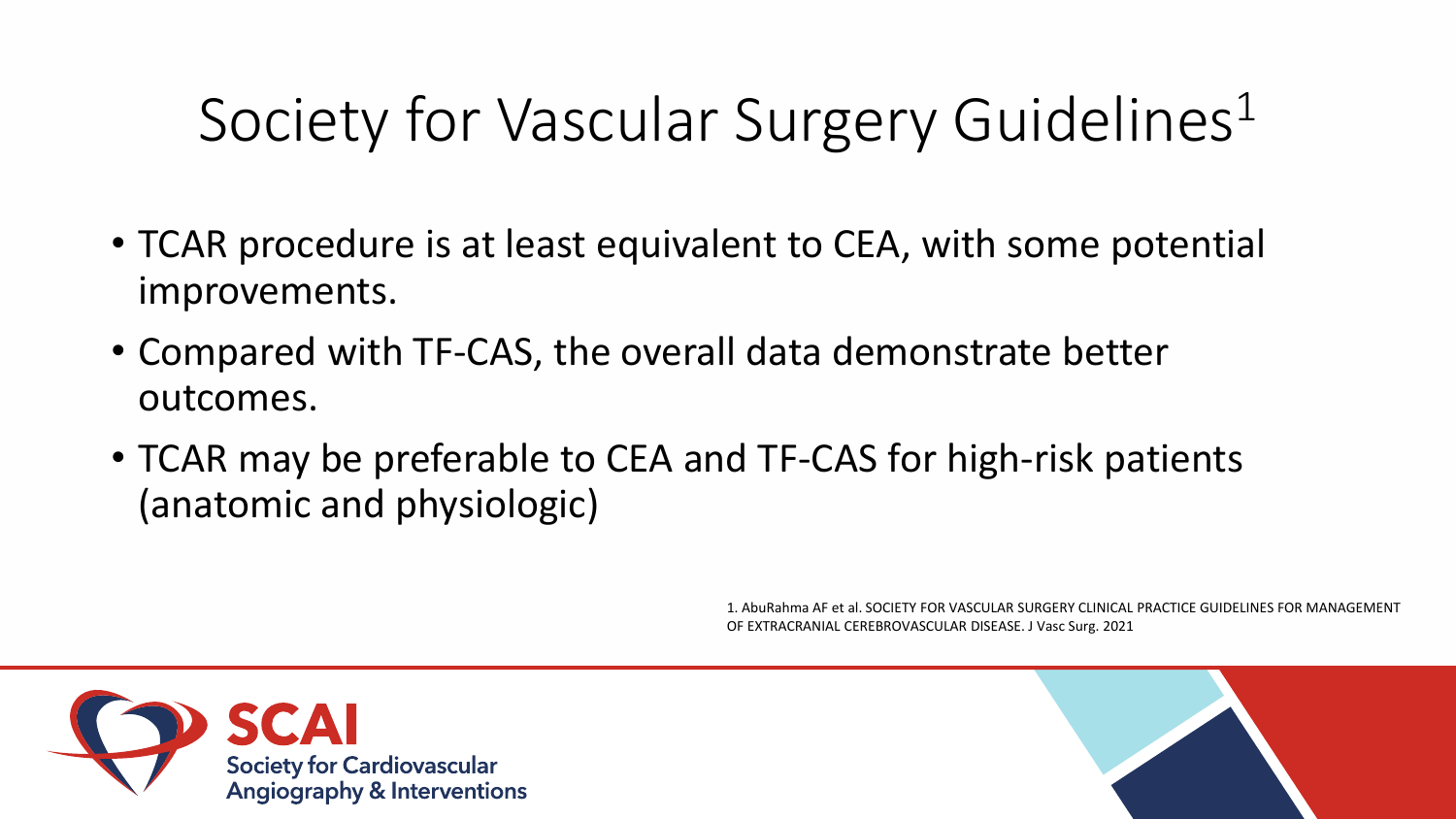# Society for Vascular Surgery Guidelines[1]

- TCAR procedure is at least equivalent to CEA, with some potential improvements.
- Compared with TF-CAS, the overall data demonstrate better outcomes.
- TCAR may be preferable to CEA and TF-CAS for high-risk patients (anatomic and physiologic)

1. AbuRahma AF et al. SOCIETY FOR VASCULAR SURGERY CLINICAL PRACTICE GUIDELINES FOR MANAGEMENT OF EXTRACRANIAL CEREBROVASCULAR DISEASE. J Vasc Surg. 2021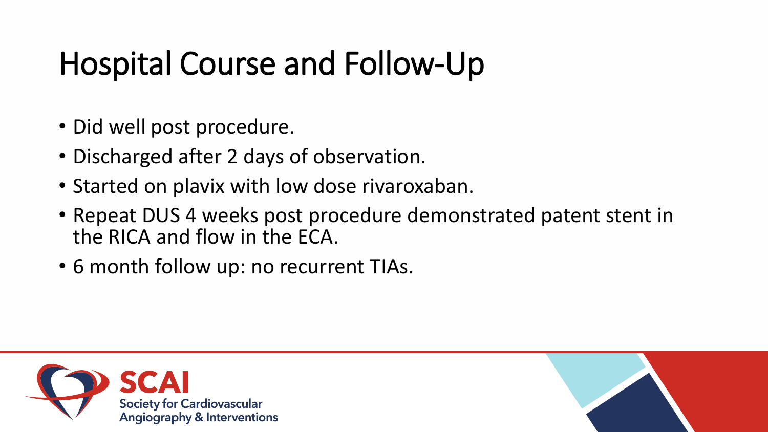# Hospital Course and Follow-Up

- Did well post procedure.
- Discharged after 2 days of observation.
- Started on plavix with low dose rivaroxaban.
- Repeat DUS 4 weeks post procedure demonstrated patent stent in the RICA and flow in the ECA.
- 6 month follow up: no recurrent TIAs.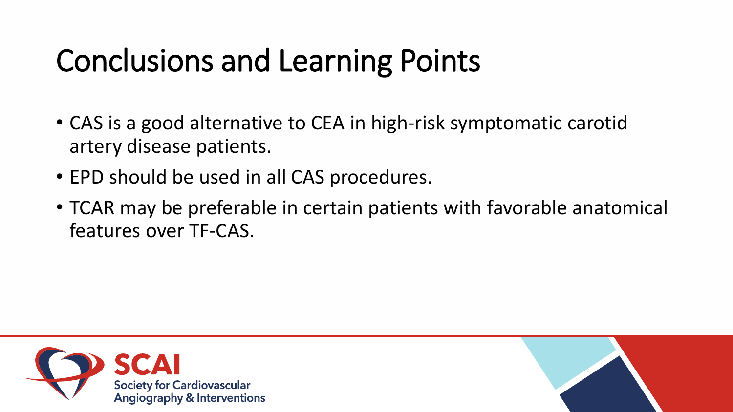# Conclusions and Learning Points

- CAS is a good alternative to CEA in high-risk symptomatic carotid artery disease patients.
- EPD should be used in all CAS procedures.
- TCAR may be preferable in certain patients with favorable anatomical features over TF-CAS.